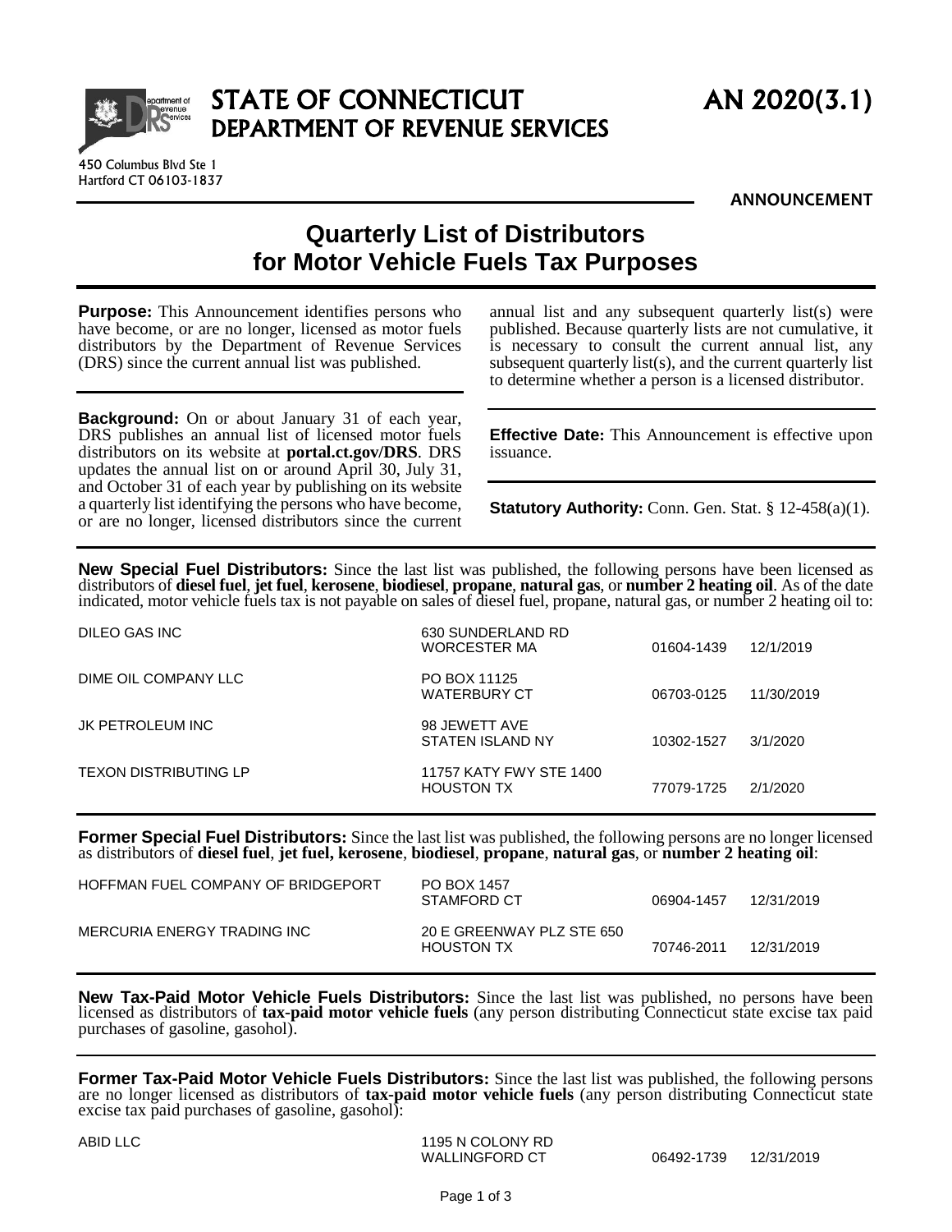# STATE OF CONNECTICUT DEPARTMENT OF REVENUE SERVICES

450 Columbus Blvd Ste 1
Hartford CT 06103-1837

**AN 2020(3.1)**

**ANNOUNCEMENT**

## Quarterly List of Distributors for Motor Vehicle Fuels Tax Purposes

**Purpose:** This Announcement identifies persons who have become, or are no longer, licensed as motor fuels distributors by the Department of Revenue Services (DRS) since the current annual list was published.

**Background:** On or about January 31 of each year, DRS publishes an annual list of licensed motor fuels distributors on its website at **portal.ct.gov/DRS**. DRS updates the annual list on or around April 30, July 31, and October 31 of each year by publishing on its website a quarterly list identifying the persons who have become, or are no longer, licensed distributors since the current annual list and any subsequent quarterly list(s) were published. Because quarterly lists are not cumulative, it is necessary to consult the current annual list, any subsequent quarterly list(s), and the current quarterly list to determine whether a person is a licensed distributor.

**Effective Date:** This Announcement is effective upon issuance.

**Statutory Authority:** Conn. Gen. Stat. § 12-458(a)(1).

**New Special Fuel Distributors:** Since the last list was published, the following persons have been licensed as distributors of **diesel fuel**, **jet fuel**, **kerosene**, **biodiesel**, **propane**, **natural gas**, or **number 2 heating oil**. As of the date indicated, motor vehicle fuels tax is not payable on sales of diesel fuel, propane, natural gas, or number 2 heating oil to:

| Name | Address | ZIP | Date |
|---|---|---|---|
| DILEO GAS INC | 630 SUNDERLAND RD WORCESTER MA | 01604-1439 | 12/1/2019 |
| DIME OIL COMPANY LLC | PO BOX 11125 WATERBURY CT | 06703-0125 | 11/30/2019 |
| JK PETROLEUM INC | 98 JEWETT AVE STATEN ISLAND NY | 10302-1527 | 3/1/2020 |
| TEXON DISTRIBUTING LP | 11757 KATY FWY STE 1400 HOUSTON TX | 77079-1725 | 2/1/2020 |

**Former Special Fuel Distributors:** Since the last list was published, the following persons are no longer licensed as distributors of **diesel fuel**, **jet fuel, kerosene**, **biodiesel**, **propane**, **natural gas**, or **number 2 heating oil**:

| Name | Address | ZIP | Date |
|---|---|---|---|
| HOFFMAN FUEL COMPANY OF BRIDGEPORT | PO BOX 1457 STAMFORD CT | 06904-1457 | 12/31/2019 |
| MERCURIA ENERGY TRADING INC | 20 E GREENWAY PLZ STE 650 HOUSTON TX | 70746-2011 | 12/31/2019 |

**New Tax-Paid Motor Vehicle Fuels Distributors:** Since the last list was published, no persons have been licensed as distributors of **tax-paid motor vehicle fuels** (any person distributing Connecticut state excise tax paid purchases of gasoline, gasohol).

**Former Tax-Paid Motor Vehicle Fuels Distributors:** Since the last list was published, the following persons are no longer licensed as distributors of **tax-paid motor vehicle fuels** (any person distributing Connecticut state excise tax paid purchases of gasoline, gasohol):

| Name | Address | ZIP | Date |
|---|---|---|---|
| ABID LLC | 1195 N COLONY RD WALLINGFORD CT | 06492-1739 | 12/31/2019 |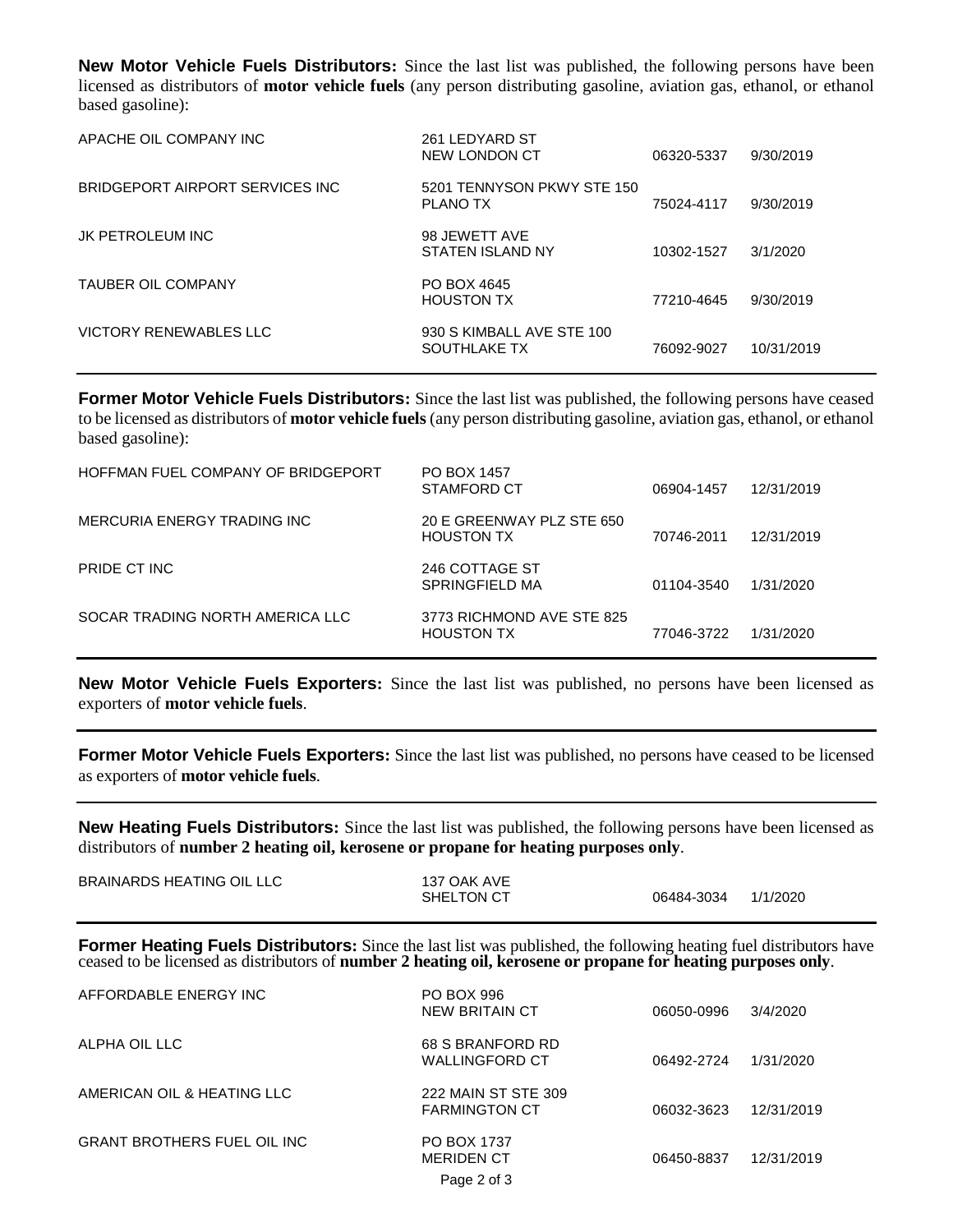**New Motor Vehicle Fuels Distributors:** Since the last list was published, the following persons have been licensed as distributors of **motor vehicle fuels** (any person distributing gasoline, aviation gas, ethanol, or ethanol based gasoline):

| | | | |
|---|---|---|---|
| APACHE OIL COMPANY INC | 261 LEDYARD ST<br>NEW LONDON CT | 06320-5337 | 9/30/2019 |
| BRIDGEPORT AIRPORT SERVICES INC | 5201 TENNYSON PKWY STE 150<br>PLANO TX | 75024-4117 | 9/30/2019 |
| JK PETROLEUM INC | 98 JEWETT AVE<br>STATEN ISLAND NY | 10302-1527 | 3/1/2020 |
| TAUBER OIL COMPANY | PO BOX 4645<br>HOUSTON TX | 77210-4645 | 9/30/2019 |
| VICTORY RENEWABLES LLC | 930 S KIMBALL AVE STE 100<br>SOUTHLAKE TX | 76092-9027 | 10/31/2019 |

**Former Motor Vehicle Fuels Distributors:** Since the last list was published, the following persons have ceased to be licensed as distributors of **motor vehicle fuels** (any person distributing gasoline, aviation gas, ethanol, or ethanol based gasoline):

| | | | |
|---|---|---|---|
| HOFFMAN FUEL COMPANY OF BRIDGEPORT | PO BOX 1457<br>STAMFORD CT | 06904-1457 | 12/31/2019 |
| MERCURIA ENERGY TRADING INC | 20 E GREENWAY PLZ STE 650<br>HOUSTON TX | 70746-2011 | 12/31/2019 |
| PRIDE CT INC | 246 COTTAGE ST<br>SPRINGFIELD MA | 01104-3540 | 1/31/2020 |
| SOCAR TRADING NORTH AMERICA LLC | 3773 RICHMOND AVE STE 825<br>HOUSTON TX | 77046-3722 | 1/31/2020 |

**New Motor Vehicle Fuels Exporters:** Since the last list was published, no persons have been licensed as exporters of **motor vehicle fuels**.

**Former Motor Vehicle Fuels Exporters:** Since the last list was published, no persons have ceased to be licensed as exporters of **motor vehicle fuels**.

**New Heating Fuels Distributors:** Since the last list was published, the following persons have been licensed as distributors of **number 2 heating oil, kerosene or propane for heating purposes only**.

| | | | |
|---|---|---|---|
| BRAINARDS HEATING OIL LLC | 137 OAK AVE<br>SHELTON CT | 06484-3034 | 1/1/2020 |

**Former Heating Fuels Distributors:** Since the last list was published, the following heating fuel distributors have ceased to be licensed as distributors of **number 2 heating oil, kerosene or propane for heating purposes only**.

| | | | |
|---|---|---|---|
| AFFORDABLE ENERGY INC | PO BOX 996<br>NEW BRITAIN CT | 06050-0996 | 3/4/2020 |
| ALPHA OIL LLC | 68 S BRANFORD RD<br>WALLINGFORD CT | 06492-2724 | 1/31/2020 |
| AMERICAN OIL & HEATING LLC | 222 MAIN ST STE 309<br>FARMINGTON CT | 06032-3623 | 12/31/2019 |
| GRANT BROTHERS FUEL OIL INC | PO BOX 1737<br>MERIDEN CT | 06450-8837 | 12/31/2019 |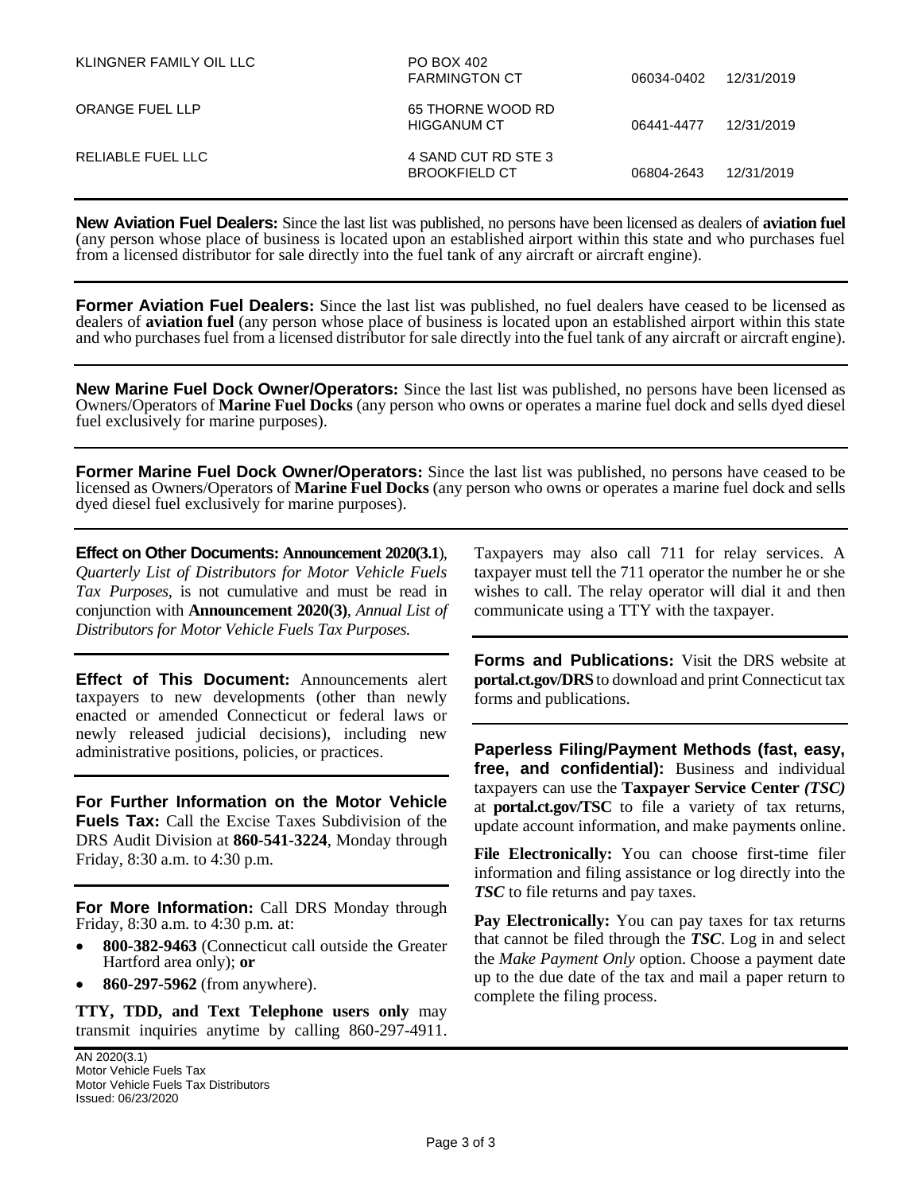| | | | |
|---|---|---|---|
| KLINGNER FAMILY OIL LLC | PO BOX 402<br>FARMINGTON CT | 06034-0402 | 12/31/2019 |
| ORANGE FUEL LLP | 65 THORNE WOOD RD<br>HIGGANUM CT | 06441-4477 | 12/31/2019 |
| RELIABLE FUEL LLC | 4 SAND CUT RD STE 3<br>BROOKFIELD CT | 06804-2643 | 12/31/2019 |

**New Aviation Fuel Dealers:** Since the last list was published, no persons have been licensed as dealers of **aviation fuel** (any person whose place of business is located upon an established airport within this state and who purchases fuel from a licensed distributor for sale directly into the fuel tank of any aircraft or aircraft engine).

**Former Aviation Fuel Dealers:** Since the last list was published, no fuel dealers have ceased to be licensed as dealers of **aviation fuel** (any person whose place of business is located upon an established airport within this state and who purchases fuel from a licensed distributor for sale directly into the fuel tank of any aircraft or aircraft engine).

**New Marine Fuel Dock Owner/Operators:** Since the last list was published, no persons have been licensed as Owners/Operators of **Marine Fuel Docks** (any person who owns or operates a marine fuel dock and sells dyed diesel fuel exclusively for marine purposes).

**Former Marine Fuel Dock Owner/Operators:** Since the last list was published, no persons have ceased to be licensed as Owners/Operators of **Marine Fuel Docks** (any person who owns or operates a marine fuel dock and sells dyed diesel fuel exclusively for marine purposes).

**Effect on Other Documents: Announcement 2020(3.1)**, *Quarterly List of Distributors for Motor Vehicle Fuels Tax Purposes*, is not cumulative and must be read in conjunction with **Announcement 2020(3)**, *Annual List of Distributors for Motor Vehicle Fuels Tax Purposes.*

**Effect of This Document:** Announcements alert taxpayers to new developments (other than newly enacted or amended Connecticut or federal laws or newly released judicial decisions), including new administrative positions, policies, or practices.

**For Further Information on the Motor Vehicle Fuels Tax:** Call the Excise Taxes Subdivision of the DRS Audit Division at **860-541-3224**, Monday through Friday, 8:30 a.m. to 4:30 p.m.

**For More Information:** Call DRS Monday through Friday, 8:30 a.m. to 4:30 p.m. at:

- **800-382-9463** (Connecticut call outside the Greater Hartford area only); **or**
- **860-297-5962** (from anywhere).

**TTY, TDD, and Text Telephone users only** may transmit inquiries anytime by calling 860-297-4911. Taxpayers may also call 711 for relay services. A taxpayer must tell the 711 operator the number he or she wishes to call. The relay operator will dial it and then communicate using a TTY with the taxpayer.

**Forms and Publications:** Visit the DRS website at **portal.ct.gov/DRS** to download and print Connecticut tax forms and publications.

**Paperless Filing/Payment Methods (fast, easy, free, and confidential):** Business and individual taxpayers can use the **Taxpayer Service Center *(TSC)*** at **portal.ct.gov/TSC** to file a variety of tax returns, update account information, and make payments online.

**File Electronically:** You can choose first-time filer information and filing assistance or log directly into the ***TSC*** to file returns and pay taxes.

**Pay Electronically:** You can pay taxes for tax returns that cannot be filed through the ***TSC***. Log in and select the *Make Payment Only* option. Choose a payment date up to the due date of the tax and mail a paper return to complete the filing process.

AN 2020(3.1)
Motor Vehicle Fuels Tax
Motor Vehicle Fuels Tax Distributors
Issued: 06/23/2020